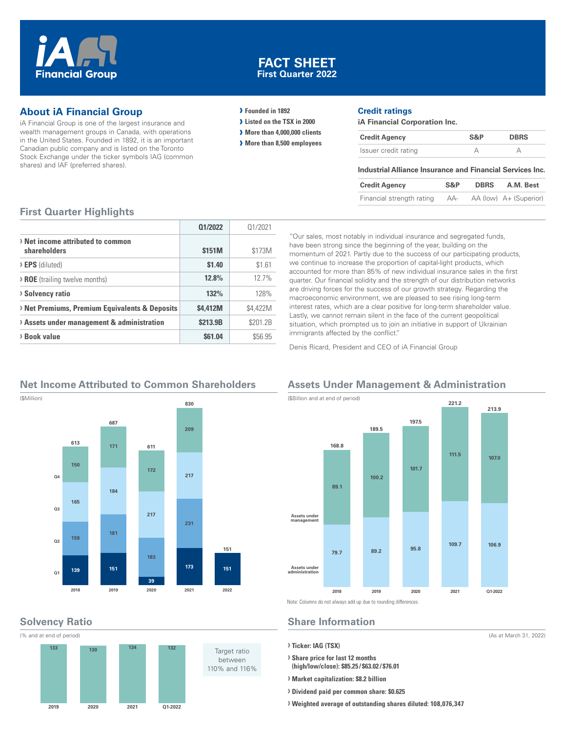# FACT SHEET
## First Quarter 2022

iA Financial Group

## About iA Financial Group

iA Financial Group is one of the largest insurance and wealth management groups in Canada, with operations in the United States. Founded in 1892, it is an important Canadian public company and is listed on the Toronto Stock Exchange under the ticker symbols IAG (common shares) and IAF (preferred shares).

- **Founded in 1892**
- **Listed on the TSX in 2000**
- **More than 4,000,000 clients**
- **More than 8,500 employees**

## Credit ratings

**iA Financial Corporation Inc.**

| Credit Agency | S&P | DBRS |
|---|---|---|
| Issuer credit rating | A | A |

**Industrial Alliance Insurance and Financial Services Inc.**

| Credit Agency | S&P | DBRS | A.M. Best |
|---|---|---|---|
| Financial strength rating | AA- | AA (low) | A+ (Superior) |

## First Quarter Highlights

| | Q1/2022 | Q1/2021 |
|---|---|---|
| **Net income attributed to common shareholders** | **$151M** | $173M |
| **EPS** (diluted) | **$1.40** | $1.61 |
| **ROE** (trailing twelve months) | **12.8%** | 12.7% |
| **Solvency ratio** | **132%** | 128% |
| **Net Premiums, Premium Equivalents & Deposits** | **$4,412M** | $4,422M |
| **Assets under management & administration** | **$213.9B** | $201.2B |
| **Book value** | **$61.04** | $56.95 |

"Our sales, most notably in individual insurance and segregated funds, have been strong since the beginning of the year, building on the momentum of 2021. Partly due to the success of our participating products, we continue to increase the proportion of capital-light products, which accounted for more than 85% of new individual insurance sales in the first quarter. Our financial solidity and the strength of our distribution networks are driving forces for the success of our growth strategy. Regarding the macroeconomic environment, we are pleased to see rising long-term interest rates, which are a clear positive for long-term shareholder value. Lastly, we cannot remain silent in the face of the current geopolitical situation, which prompted us to join an initiative in support of Ukrainian immigrants affected by the conflict."

Denis Ricard, President and CEO of iA Financial Group

## Net Income Attributed to Common Shareholders

($Million)

| | 2018 | 2019 | 2020 | 2021 | 2022 |
|---|---|---|---|---|---|
| Q1 | 139 | 151 | 39 | 173 | 151 |
| Q2 | 159 | 181 | 183 | 231 | |
| Q3 | 165 | 184 | 217 | 217 | |
| Q4 | 150 | 171 | 172 | 209 | |
| Total | 613 | 687 | 611 | 830 | 151 |

## Assets Under Management & Administration

($Billion and at end of period)

| | 2018 | 2019 | 2020 | 2021 | Q1-2022 |
|---|---|---|---|---|---|
| Assets under administration | 79.7 | 89.2 | 95.8 | 109.7 | 106.9 |
| Assets under management | 89.1 | 100.2 | 101.7 | 111.5 | 107.0 |
| Total | 168.8 | 189.5 | 197.5 | 221.2 | 213.9 |

Note: Columns do not always add up due to rounding differences.

## Solvency Ratio

(% and at end of period)

| 2019 | 2020 | 2021 | Q1-2022 |
|---|---|---|---|
| 133 | 130 | 134 | 132 |

Target ratio between 110% and 116%

## Share Information

(As at March 31, 2022)

- **Ticker: IAG (TSX)**
- **Share price for last 12 months (high/low/close): $85.25/$63.02/$76.01**
- **Market capitalization: $8.2 billion**
- **Dividend paid per common share: $0.625**
- **Weighted average of outstanding shares diluted: 108,076,347**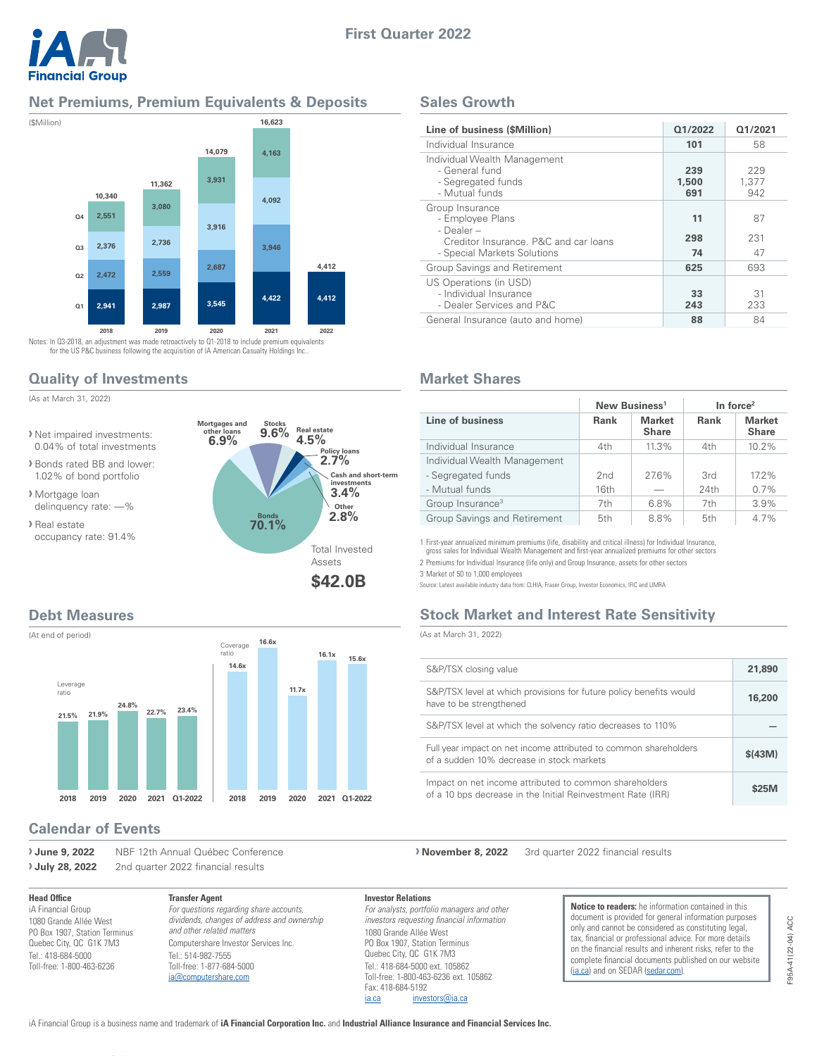First Quarter 2022

## Net Premiums, Premium Equivalents & Deposits

($Million)

2018: 10,340 — Q1 2,941; Q2 2,472; Q3 2,376; Q4 2,551
2019: 11,362 — Q1 2,987; Q2 2,559; Q3 2,736; Q4 3,080
2020: 14,079 — Q1 3,545; Q2 2,687; Q3 3,916; Q4 3,931
2021: 16,623 — Q1 4,422; Q2 3,946; Q3 4,092; Q4 4,163
2022: 4,412 — Q1 4,412

Notes: In Q3-2018, an adjustment was made retroactively to Q1-2018 to include premium equivalents for the US P&C business following the acquisition of IA American Casualty Holdings Inc..

## Sales Growth

| Line of business ($Million) | Q1/2022 | Q1/2021 |
|---|---|---|
| Individual Insurance | 101 | 58 |
| Individual Wealth Management | | |
| - General fund | 239 | 229 |
| - Segregated funds | 1,500 | 1,377 |
| - Mutual funds | 691 | 942 |
| Group Insurance | | |
| - Employee Plans | 11 | 87 |
| - Dealer – Creditor Insurance. P&C and car loans | 298 | 231 |
| - Special Markets Solutions | 74 | 47 |
| Group Savings and Retirement | 625 | 693 |
| US Operations (in USD) | | |
| - Individual Insurance | 33 | 31 |
| - Dealer Services and P&C | 243 | 233 |
| General Insurance (auto and home) | 88 | 84 |

## Quality of Investments

(As at March 31, 2022)

- Net impaired investments: 0.04% of total investments
- Bonds rated BB and lower: 1.02% of bond portfolio
- Mortgage loan delinquency rate: —%
- Real estate occupancy rate: 91.4%

Mortgages and other loans 6.9%
Stocks 9.6%
Real estate 4.5%
Policy loans 2.7%
Cash and short-term investments 3.4%
Other 2.8%
Bonds 70.1%

Total Invested Assets
**$42.0B**

## Market Shares

| | New Business[1] | | In force[2] | |
|---|---|---|---|---|
| Line of business | Rank | Market Share | Rank | Market Share |
| Individual Insurance | 4th | 11.3% | 4th | 10.2% |
| Individual Wealth Management | | | | |
| - Segregated funds | 2nd | 27.6% | 3rd | 17.2% |
| - Mutual funds | 16th | — | 24th | 0.7% |
| Group Insurance[3] | 7th | 6.8% | 7th | 3.9% |
| Group Savings and Retirement | 5th | 8.8% | 5th | 4.7% |

1 First-year annualized minimum premiums (life, disability and critical illness) for Individual Insurance, gross sales for Individual Wealth Management and first-year annualized premiums for other sectors
2 Premiums for Individual Insurance (life only) and Group Insurance, assets for other sectors
3 Market of 50 to 1,000 employees
Source: Latest available industry data from: CLHIA, Fraser Group, Investor Economics, IFIC and LIMRA

## Debt Measures

(At end of period)

Leverage ratio
2018: 21.5%
2019: 21.9%
2020: 24.8%
2021: 22.7%
Q1-2022: 23.4%

Coverage ratio
2018: 14.6x
2019: 16.6x
2020: 11.7x
2021: 16.1x
Q1-2022: 15.6x

## Stock Market and Interest Rate Sensitivity

(As at March 31, 2022)

| | |
|---|---|
| S&P/TSX closing value | 21,890 |
| S&P/TSX level at which provisions for future policy benefits would have to be strengthened | 16,200 |
| S&P/TSX level at which the solvency ratio decreases to 110% | — |
| Full year impact on net income attributed to common shareholders of a sudden 10% decrease in stock markets | $(43M) |
| Impact on net income attributed to common shareholders of a 10 bps decrease in the Initial Reinvestment Rate (IRR) | $25M |

## Calendar of Events

- **June 9, 2022** NBF 12th Annual Québec Conference
- **July 28, 2022** 2nd quarter 2022 financial results
- **November 8, 2022** 3rd quarter 2022 financial results

**Head Office**
iA Financial Group
1080 Grande Allée West
PO Box 1907, Station Terminus
Quebec City, QC G1K 7M3
Tel.: 418-684-5000
Toll-free: 1-800-463-6236

**Transfer Agent**
*For questions regarding share accounts, dividends, changes of address and ownership and other related matters*
Computershare Investor Services Inc.
Tel.: 514-982-7555
Toll-free: 1-877-684-5000
ia@computershare.com

**Investor Relations**
*For analysts, portfolio managers and other investors requesting financial information*
1080 Grande Allée West
PO Box 1907, Station Terminus
Quebec City, QC G1K 7M3
Tel.: 418-684-5000 ext. 105862
Toll-free: 1-800-463-6236 ext. 105862
Fax: 418-684-5192
ia.ca investors@ia.ca

**Notice to readers:** he information contained in this document is provided for general information purposes only and cannot be considered as constituting legal, tax, financial or professional advice. For more details on the financial results and inherent risks, refer to the complete financial documents published on our website (ia.ca) and on SEDAR (sedar.com).

F95A-41(22-04) ACC

iA Financial Group is a business name and trademark of **iA Financial Corporation Inc.** and **Industrial Alliance Insurance and Financial Services Inc.**